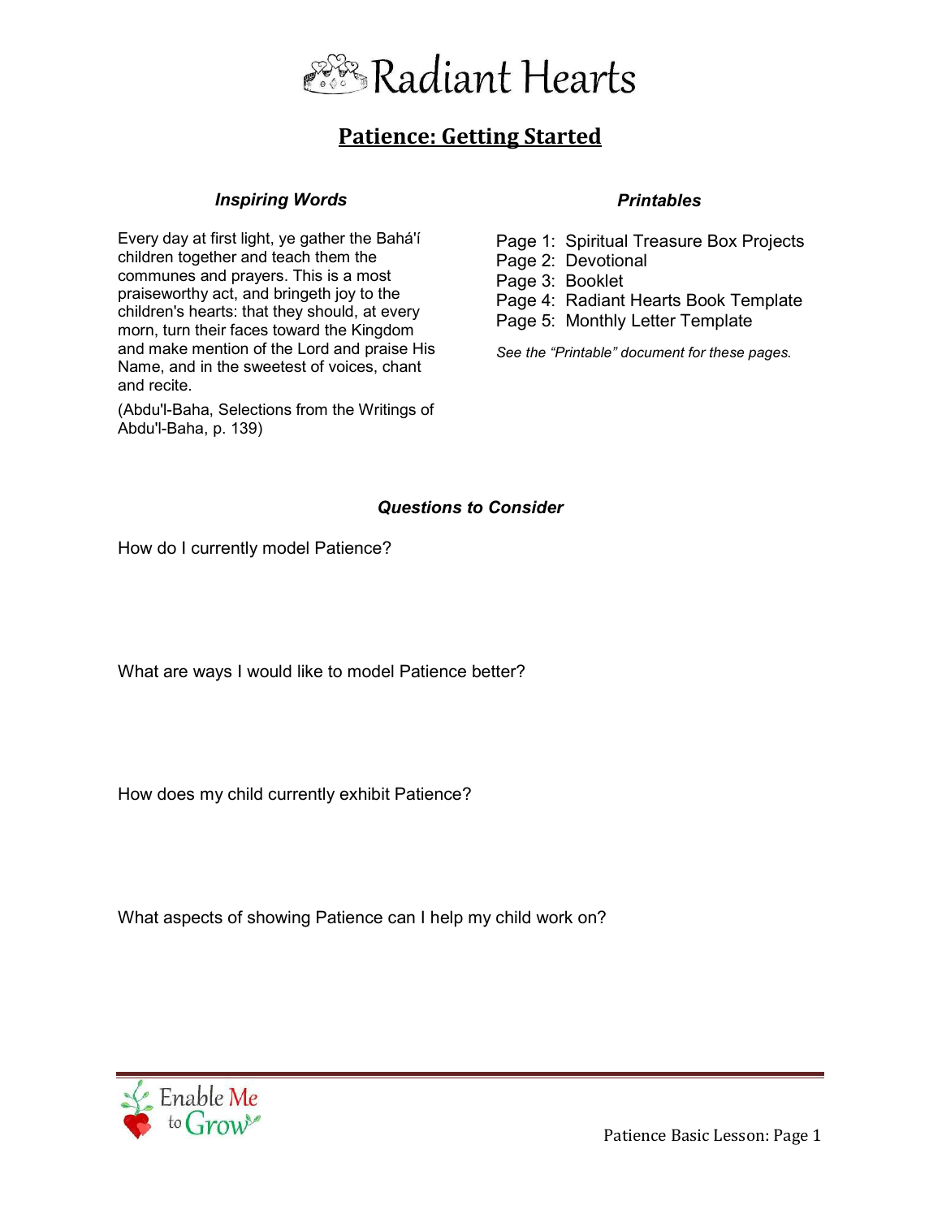# Radiant Hearts

## Patience: Getting Started

### *Inspiring Words*

Every day at first light, ye gather the Bahá'í children together and teach them the communes and prayers. This is a most praiseworthy act, and bringeth joy to the children's hearts: that they should, at every morn, turn their faces toward the Kingdom and make mention of the Lord and praise His Name, and in the sweetest of voices, chant and recite.

(Abdu'l-Baha, Selections from the Writings of Abdu'l-Baha, p. 139)

### *Printables*

Page 1: Spiritual Treasure Box Projects  
Page 2: Devotional  
Page 3: Booklet  
Page 4: Radiant Hearts Book Template  
Page 5: Monthly Letter Template

*See the "Printable" document for these pages.*

### *Questions to Consider*

How do I currently model Patience?

What are ways I would like to model Patience better?

How does my child currently exhibit Patience?

What aspects of showing Patience can I help my child work on?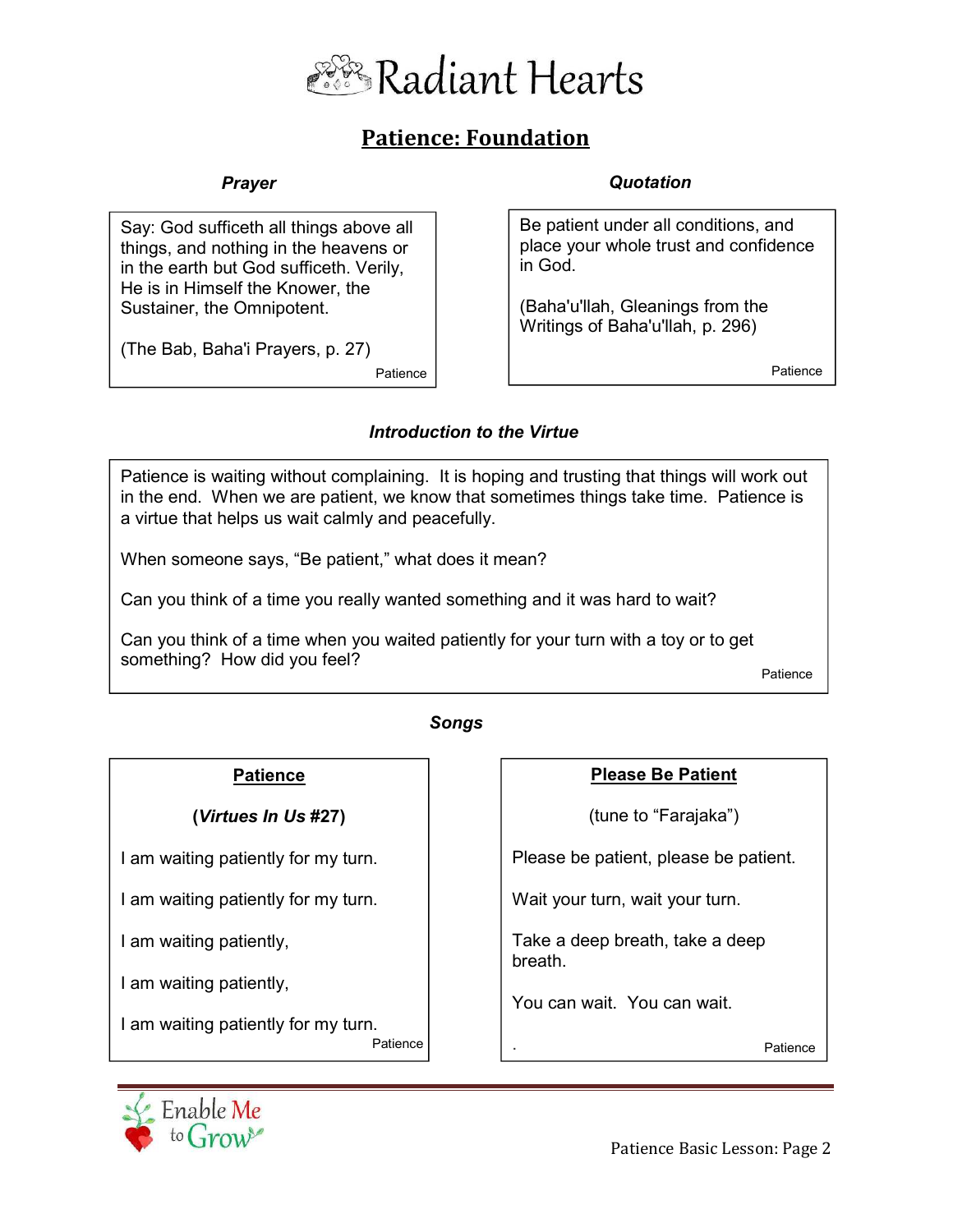# Radiant Hearts

## Patience: Foundation

### *Prayer*

Say: God sufficeth all things above all things, and nothing in the heavens or in the earth but God sufficeth. Verily, He is in Himself the Knower, the Sustainer, the Omnipotent.

(The Bab, Baha'i Prayers, p. 27)

Patience

### *Quotation*

Be patient under all conditions, and place your whole trust and confidence in God.

(Baha'u'llah, Gleanings from the Writings of Baha'u'llah, p. 296)

Patience

### *Introduction to the Virtue*

Patience is waiting without complaining. It is hoping and trusting that things will work out in the end. When we are patient, we know that sometimes things take time. Patience is a virtue that helps us wait calmly and peacefully.

When someone says, "Be patient," what does it mean?

Can you think of a time you really wanted something and it was hard to wait?

Can you think of a time when you waited patiently for your turn with a toy or to get something? How did you feel?

Patience

### *Songs*

**Patience**

**(*Virtues In Us* #27)**

I am waiting patiently for my turn.

I am waiting patiently for my turn.

I am waiting patiently,

I am waiting patiently,

I am waiting patiently for my turn.

Patience

**Please Be Patient**

(tune to "Farajaka")

Please be patient, please be patient.

Wait your turn, wait your turn.

Take a deep breath, take a deep breath.

You can wait. You can wait.

.

Patience

Enable Me to Grow

Patience Basic Lesson: Page 2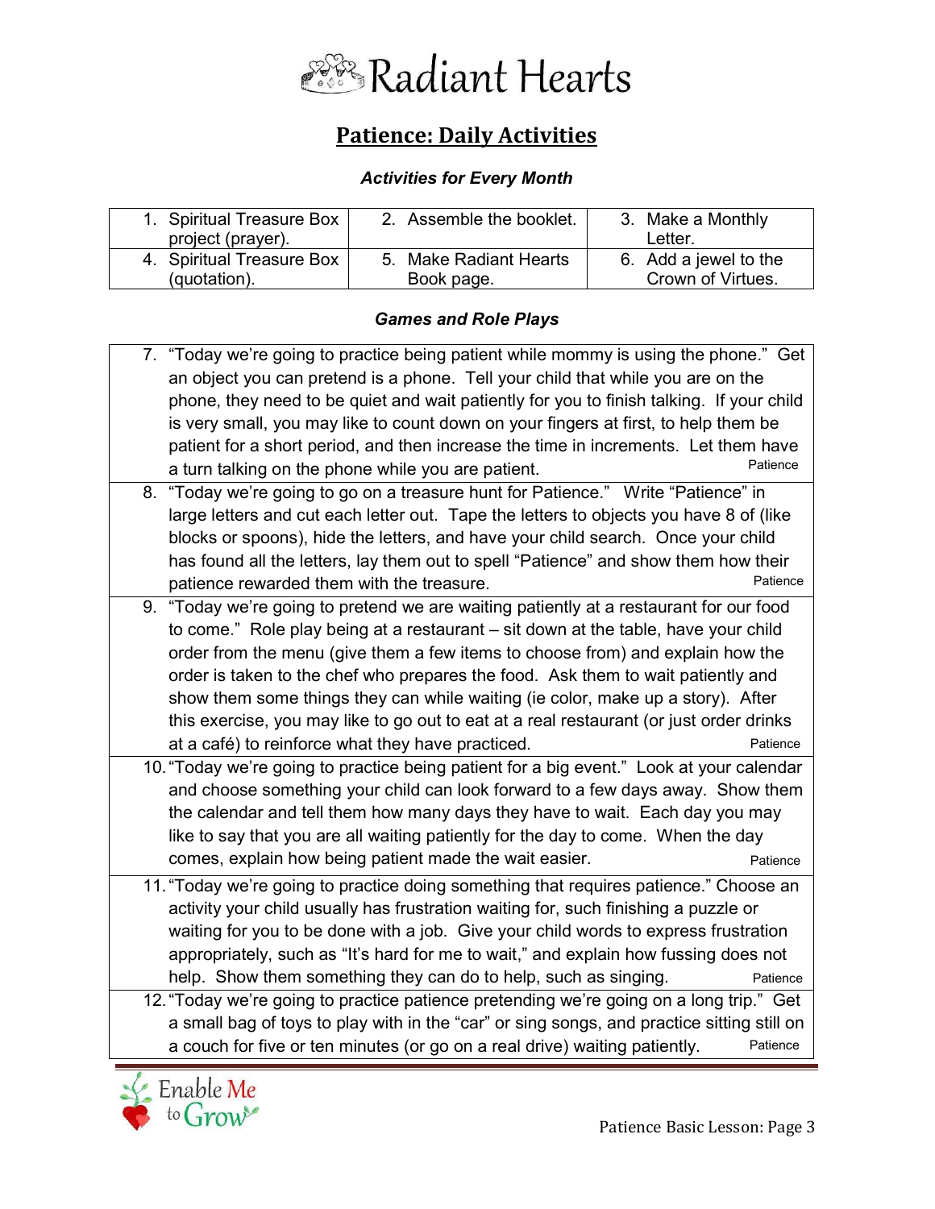# Radiant Hearts

## Patience: Daily Activities

### *Activities for Every Month*

| | | |
|---|---|---|
| 1. Spiritual Treasure Box project (prayer). | 2. Assemble the booklet. | 3. Make a Monthly Letter. |
| 4. Spiritual Treasure Box (quotation). | 5. Make Radiant Hearts Book page. | 6. Add a jewel to the Crown of Virtues. |

### *Games and Role Plays*

| |
|---|
| 7. "Today we're going to practice being patient while mommy is using the phone." Get an object you can pretend is a phone. Tell your child that while you are on the phone, they need to be quiet and wait patiently for you to finish talking. If your child is very small, you may like to count down on your fingers at first, to help them be patient for a short period, and then increase the time in increments. Let them have a turn talking on the phone while you are patient. Patience |
| 8. "Today we're going to go on a treasure hunt for Patience." Write "Patience" in large letters and cut each letter out. Tape the letters to objects you have 8 of (like blocks or spoons), hide the letters, and have your child search. Once your child has found all the letters, lay them out to spell "Patience" and show them how their patience rewarded them with the treasure. Patience |
| 9. "Today we're going to pretend we are waiting patiently at a restaurant for our food to come." Role play being at a restaurant – sit down at the table, have your child order from the menu (give them a few items to choose from) and explain how the order is taken to the chef who prepares the food. Ask them to wait patiently and show them some things they can while waiting (ie color, make up a story). After this exercise, you may like to go out to eat at a real restaurant (or just order drinks at a café) to reinforce what they have practiced. Patience |
| 10. "Today we're going to practice being patient for a big event." Look at your calendar and choose something your child can look forward to a few days away. Show them the calendar and tell them how many days they have to wait. Each day you may like to say that you are all waiting patiently for the day to come. When the day comes, explain how being patient made the wait easier. Patience |
| 11. "Today we're going to practice doing something that requires patience." Choose an activity your child usually has frustration waiting for, such finishing a puzzle or waiting for you to be done with a job. Give your child words to express frustration appropriately, such as "It's hard for me to wait," and explain how fussing does not help. Show them something they can do to help, such as singing. Patience |
| 12. "Today we're going to practice patience pretending we're going on a long trip." Get a small bag of toys to play with in the "car" or sing songs, and practice sitting still on a couch for five or ten minutes (or go on a real drive) waiting patiently. Patience |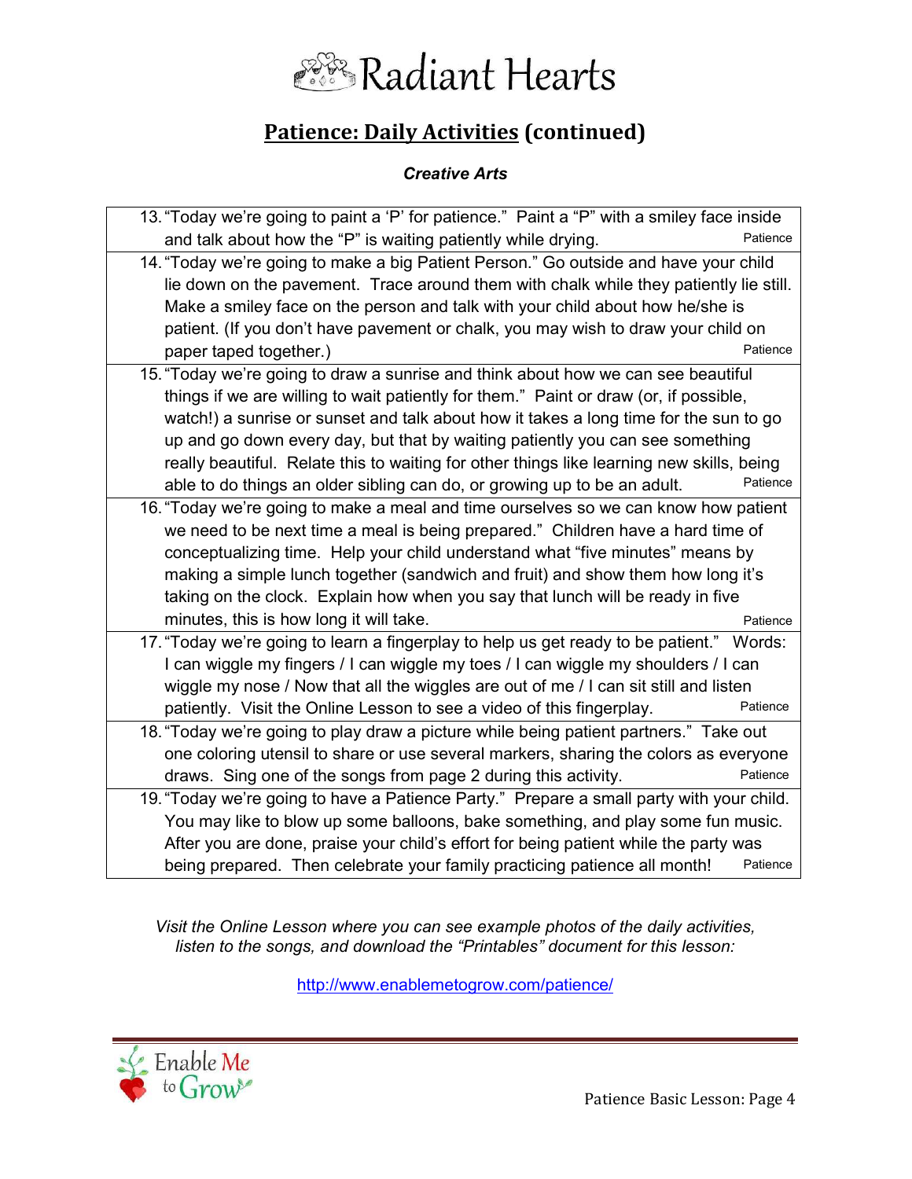# Radiant Hearts

## Patience: Daily Activities (continued)

***Creative Arts***

| | |
|---|---|
| 13. "Today we're going to paint a 'P' for patience." Paint a "P" with a smiley face inside and talk about how the "P" is waiting patiently while drying. | Patience |
| 14. "Today we're going to make a big Patient Person." Go outside and have your child lie down on the pavement. Trace around them with chalk while they patiently lie still. Make a smiley face on the person and talk with your child about how he/she is patient. (If you don't have pavement or chalk, you may wish to draw your child on paper taped together.) | Patience |
| 15. "Today we're going to draw a sunrise and think about how we can see beautiful things if we are willing to wait patiently for them." Paint or draw (or, if possible, watch!) a sunrise or sunset and talk about how it takes a long time for the sun to go up and go down every day, but that by waiting patiently you can see something really beautiful. Relate this to waiting for other things like learning new skills, being able to do things an older sibling can do, or growing up to be an adult. | Patience |
| 16. "Today we're going to make a meal and time ourselves so we can know how patient we need to be next time a meal is being prepared." Children have a hard time of conceptualizing time. Help your child understand what "five minutes" means by making a simple lunch together (sandwich and fruit) and show them how long it's taking on the clock. Explain how when you say that lunch will be ready in five minutes, this is how long it will take. | Patience |
| 17. "Today we're going to learn a fingerplay to help us get ready to be patient." Words: I can wiggle my fingers / I can wiggle my toes / I can wiggle my shoulders / I can wiggle my nose / Now that all the wiggles are out of me / I can sit still and listen patiently. Visit the Online Lesson to see a video of this fingerplay. | Patience |
| 18. "Today we're going to play draw a picture while being patient partners." Take out one coloring utensil to share or use several markers, sharing the colors as everyone draws. Sing one of the songs from page 2 during this activity. | Patience |
| 19. "Today we're going to have a Patience Party." Prepare a small party with your child. You may like to blow up some balloons, bake something, and play some fun music. After you are done, praise your child's effort for being patient while the party was being prepared. Then celebrate your family practicing patience all month! | Patience |

*Visit the Online Lesson where you can see example photos of the daily activities, listen to the songs, and download the "Printables" document for this lesson:*

http://www.enablemetogrow.com/patience/